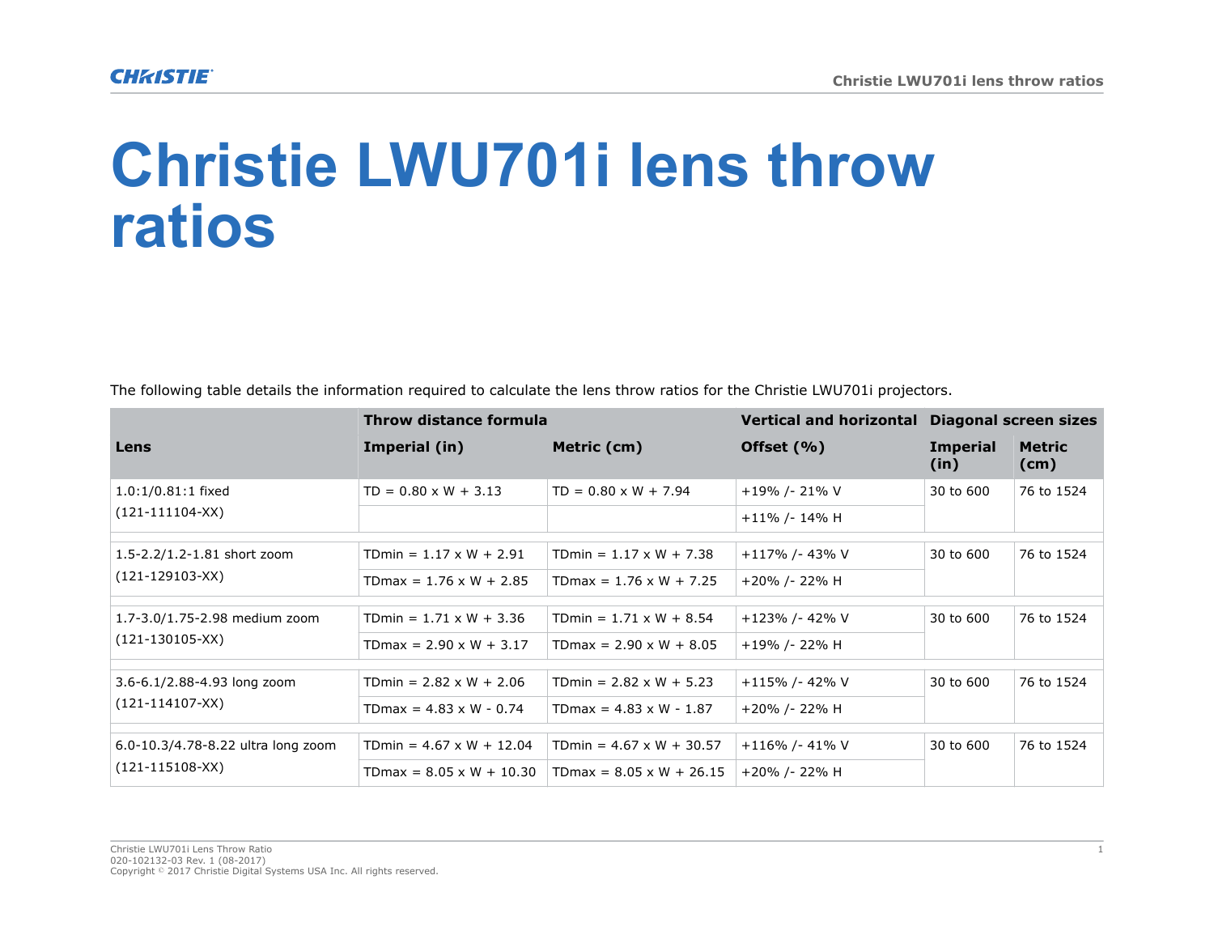# Christie LWU701i lens throw ratios

The following table details the information required to calculate the lens throw ratios for the Christie LWU701i projectors.

| Lens | Throw distance formula | | Vertical and horizontal | Diagonal screen sizes | |
|---|---|---|---|---|---|
| | Imperial (in) | Metric (cm) | Offset (%) | Imperial (in) | Metric (cm) |
| 1.0:1/0.81:1 fixed (121-111104-XX) | TD = 0.80 x W + 3.13 | TD = 0.80 x W + 7.94 | +19% /- 21% V | 30 to 600 | 76 to 1524 |
| | | | +11% /- 14% H | | |
| 1.5-2.2/1.2-1.81 short zoom (121-129103-XX) | TDmin = 1.17 x W + 2.91 | TDmin = 1.17 x W + 7.38 | +117% /- 43% V | 30 to 600 | 76 to 1524 |
| | TDmax = 1.76 x W + 2.85 | TDmax = 1.76 x W + 7.25 | +20% /- 22% H | | |
| 1.7-3.0/1.75-2.98 medium zoom (121-130105-XX) | TDmin = 1.71 x W + 3.36 | TDmin = 1.71 x W + 8.54 | +123% /- 42% V | 30 to 600 | 76 to 1524 |
| | TDmax = 2.90 x W + 3.17 | TDmax = 2.90 x W + 8.05 | +19% /- 22% H | | |
| 3.6-6.1/2.88-4.93 long zoom (121-114107-XX) | TDmin = 2.82 x W + 2.06 | TDmin = 2.82 x W + 5.23 | +115% /- 42% V | 30 to 600 | 76 to 1524 |
| | TDmax = 4.83 x W - 0.74 | TDmax = 4.83 x W - 1.87 | +20% /- 22% H | | |
| 6.0-10.3/4.78-8.22 ultra long zoom (121-115108-XX) | TDmin = 4.67 x W + 12.04 | TDmin = 4.67 x W + 30.57 | +116% /- 41% V | 30 to 600 | 76 to 1524 |
| | TDmax = 8.05 x W + 10.30 | TDmax = 8.05 x W + 26.15 | +20% /- 22% H | | |

Christie LWU701i Lens Throw Ratio
020-102132-03 Rev. 1 (08-2017)
Copyright © 2017 Christie Digital Systems USA Inc. All rights reserved.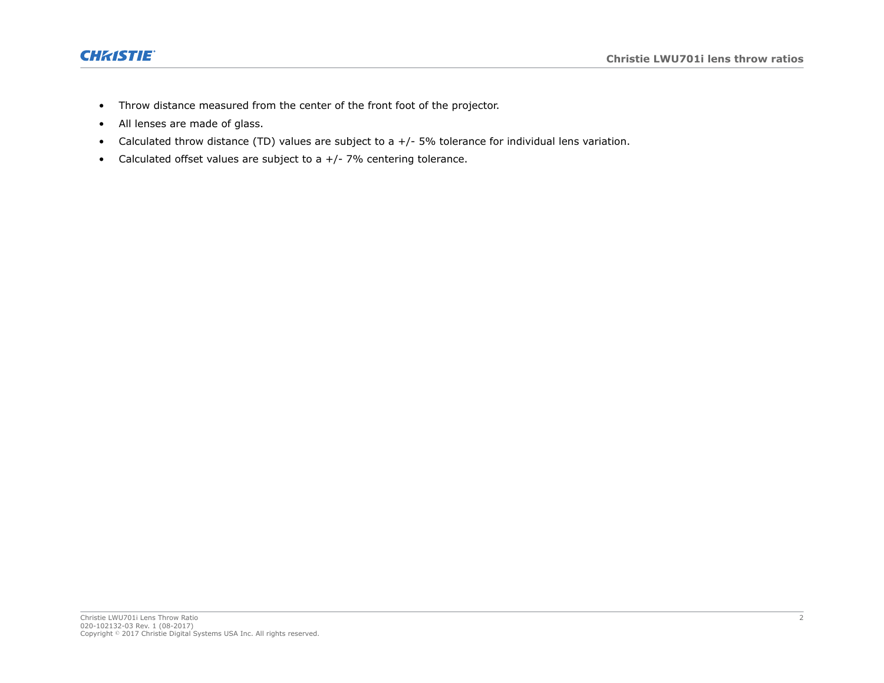- Throw distance measured from the center of the front foot of the projector.
- All lenses are made of glass.
- Calculated throw distance (TD) values are subject to a +/- 5% tolerance for individual lens variation.
- Calculated offset values are subject to a +/- 7% centering tolerance.